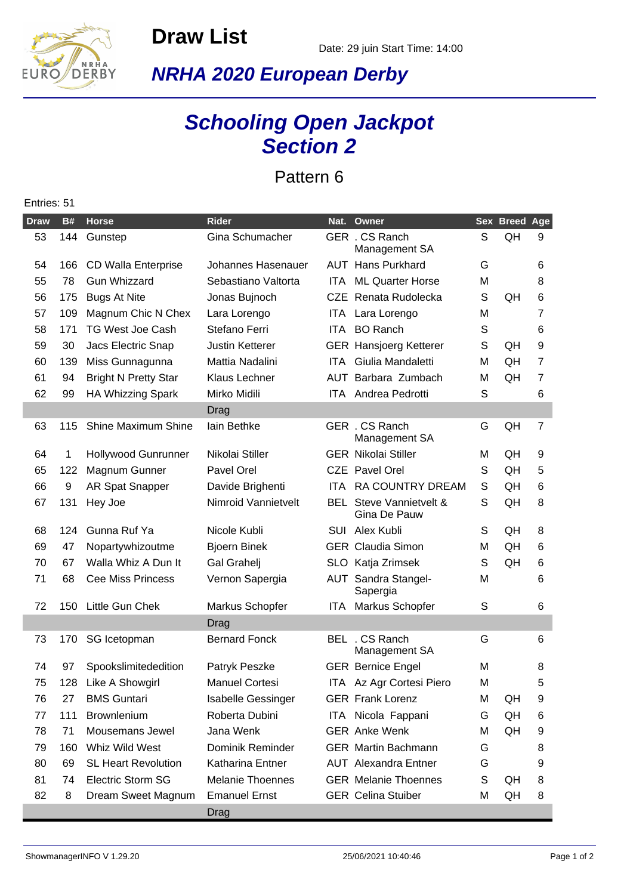# Draw List

Date: 29 juin Start Time: 14:00

## *NRHA 2020 European Derby*

## *Schooling Open Jackpot Section 2*

### Pattern 6

Entries: 51

| Draw | B# | Horse | Rider | Nat. | Owner | Sex | Breed | Age |
|---|---|---|---|---|---|---|---|---|
| 53 | 144 | Gunstep | Gina Schumacher | GER | . CS Ranch Management SA | S | QH | 9 |
| 54 | 166 | CD Walla Enterprise | Johannes Hasenauer | AUT | Hans Purkhard | G | | 6 |
| 55 | 78 | Gun Whizzard | Sebastiano Valtorta | ITA | ML Quarter Horse | M | | 8 |
| 56 | 175 | Bugs At Nite | Jonas Bujnoch | CZE | Renata Rudolecka | S | QH | 6 |
| 57 | 109 | Magnum Chic N Chex | Lara Lorengo | ITA | Lara Lorengo | M | | 7 |
| 58 | 171 | TG West Joe Cash | Stefano Ferri | ITA | BO Ranch | S | | 6 |
| 59 | 30 | Jacs Electric Snap | Justin Ketterer | GER | Hansjoerg Ketterer | S | QH | 9 |
| 60 | 139 | Miss Gunnagunna | Mattia Nadalini | ITA | Giulia Mandaletti | M | QH | 7 |
| 61 | 94 | Bright N Pretty Star | Klaus Lechner | AUT | Barbara Zumbach | M | QH | 7 |
| 62 | 99 | HA Whizzing Spark | Mirko Midili | ITA | Andrea Pedrotti | S | | 6 |
| | | | Drag | | | | | |
| 63 | 115 | Shine Maximum Shine | Iain Bethke | GER | . CS Ranch Management SA | G | QH | 7 |
| 64 | 1 | Hollywood Gunrunner | Nikolai Stiller | GER | Nikolai Stiller | M | QH | 9 |
| 65 | 122 | Magnum Gunner | Pavel Orel | CZE | Pavel Orel | S | QH | 5 |
| 66 | 9 | AR Spat Snapper | Davide Brighenti | ITA | RA COUNTRY DREAM | S | QH | 6 |
| 67 | 131 | Hey Joe | Nimroid Vannietvelt | BEL | Steve Vannietvelt & Gina De Pauw | S | QH | 8 |
| 68 | 124 | Gunna Ruf Ya | Nicole Kubli | SUI | Alex Kubli | S | QH | 8 |
| 69 | 47 | Nopartywhizoutme | Bjoern Binek | GER | Claudia Simon | M | QH | 6 |
| 70 | 67 | Walla Whiz A Dun It | Gal Grahelj | SLO | Katja Zrimsek | S | QH | 6 |
| 71 | 68 | Cee Miss Princess | Vernon Sapergia | AUT | Sandra Stangel-Sapergia | M | | 6 |
| 72 | 150 | Little Gun Chek | Markus Schopfer | ITA | Markus Schopfer | S | | 6 |
| | | | Drag | | | | | |
| 73 | 170 | SG Icetopman | Bernard Fonck | BEL | . CS Ranch Management SA | G | | 6 |
| 74 | 97 | Spookslimitededition | Patryk Peszke | GER | Bernice Engel | M | | 8 |
| 75 | 128 | Like A Showgirl | Manuel Cortesi | ITA | Az Agr Cortesi Piero | M | | 5 |
| 76 | 27 | BMS Guntari | Isabelle Gessinger | GER | Frank Lorenz | M | QH | 9 |
| 77 | 111 | Brownlenium | Roberta Dubini | ITA | Nicola Fappani | G | QH | 6 |
| 78 | 71 | Mousemans Jewel | Jana Wenk | GER | Anke Wenk | M | QH | 9 |
| 79 | 160 | Whiz Wild West | Dominik Reminder | GER | Martin Bachmann | G | | 8 |
| 80 | 69 | SL Heart Revolution | Katharina Entner | AUT | Alexandra Entner | G | | 9 |
| 81 | 74 | Electric Storm SG | Melanie Thoennes | GER | Melanie Thoennes | S | QH | 8 |
| 82 | 8 | Dream Sweet Magnum | Emanuel Ernst | GER | Celina Stuiber | M | QH | 8 |
| | | | Drag | | | | | |

ShowmanagerINFO V 1.29.20 25/06/2021 10:40:46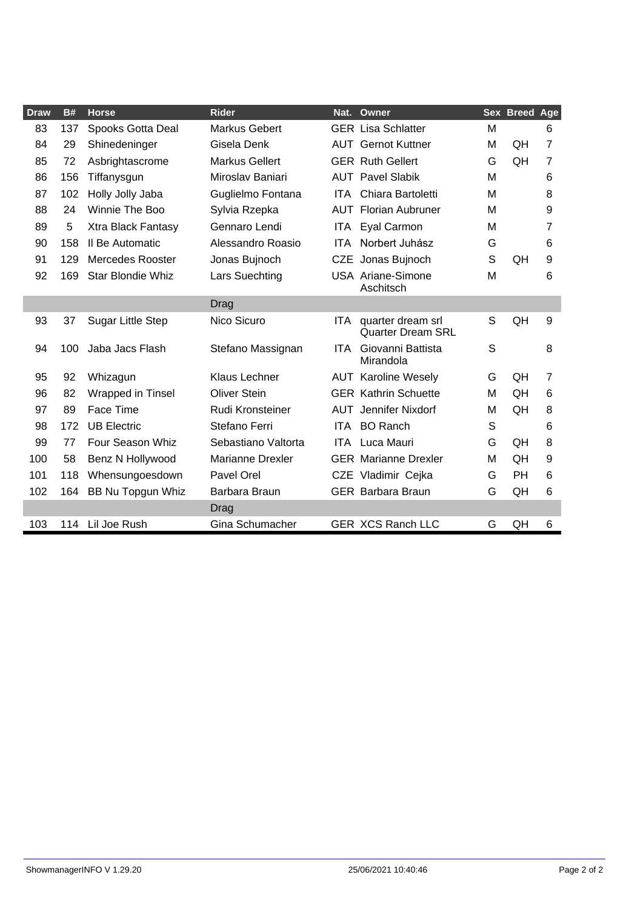| Draw | B# | Horse | Rider | Nat. | Owner | Sex | Breed | Age |
|---|---|---|---|---|---|---|---|---|
| 83 | 137 | Spooks Gotta Deal | Markus Gebert | GER | Lisa Schlatter | M | | 6 |
| 84 | 29 | Shinedeninger | Gisela Denk | AUT | Gernot Kuttner | M | QH | 7 |
| 85 | 72 | Asbrightascrome | Markus Gellert | GER | Ruth Gellert | G | QH | 7 |
| 86 | 156 | Tiffanysgun | Miroslav Baniari | AUT | Pavel Slabik | M | | 6 |
| 87 | 102 | Holly Jolly Jaba | Guglielmo Fontana | ITA | Chiara Bartoletti | M | | 8 |
| 88 | 24 | Winnie The Boo | Sylvia Rzepka | AUT | Florian Aubruner | M | | 9 |
| 89 | 5 | Xtra Black Fantasy | Gennaro Lendi | ITA | Eyal Carmon | M | | 7 |
| 90 | 158 | Il Be Automatic | Alessandro Roasio | ITA | Norbert Juhász | G | | 6 |
| 91 | 129 | Mercedes Rooster | Jonas Bujnoch | CZE | Jonas Bujnoch | S | QH | 9 |
| 92 | 169 | Star Blondie Whiz | Lars Suechting | USA | Ariane-Simone Aschitsch | M | | 6 |
| | | | Drag | | | | | |
| 93 | 37 | Sugar Little Step | Nico Sicuro | ITA | quarter dream srl Quarter Dream SRL | S | QH | 9 |
| 94 | 100 | Jaba Jacs Flash | Stefano Massignan | ITA | Giovanni Battista Mirandola | S | | 8 |
| 95 | 92 | Whizagun | Klaus Lechner | AUT | Karoline Wesely | G | QH | 7 |
| 96 | 82 | Wrapped in Tinsel | Oliver Stein | GER | Kathrin Schuette | M | QH | 6 |
| 97 | 89 | Face Time | Rudi Kronsteiner | AUT | Jennifer Nixdorf | M | QH | 8 |
| 98 | 172 | UB Electric | Stefano Ferri | ITA | BO Ranch | S | | 6 |
| 99 | 77 | Four Season Whiz | Sebastiano Valtorta | ITA | Luca Mauri | G | QH | 8 |
| 100 | 58 | Benz N Hollywood | Marianne Drexler | GER | Marianne Drexler | M | QH | 9 |
| 101 | 118 | Whensungoesdown | Pavel Orel | CZE | Vladimir Cejka | G | PH | 6 |
| 102 | 164 | BB Nu Topgun Whiz | Barbara Braun | GER | Barbara Braun | G | QH | 6 |
| | | | Drag | | | | | |
| 103 | 114 | Lil Joe Rush | Gina Schumacher | GER | XCS Ranch LLC | G | QH | 6 |

ShowmanagerINFO V 1.29.20 25/06/2021 10:40:46